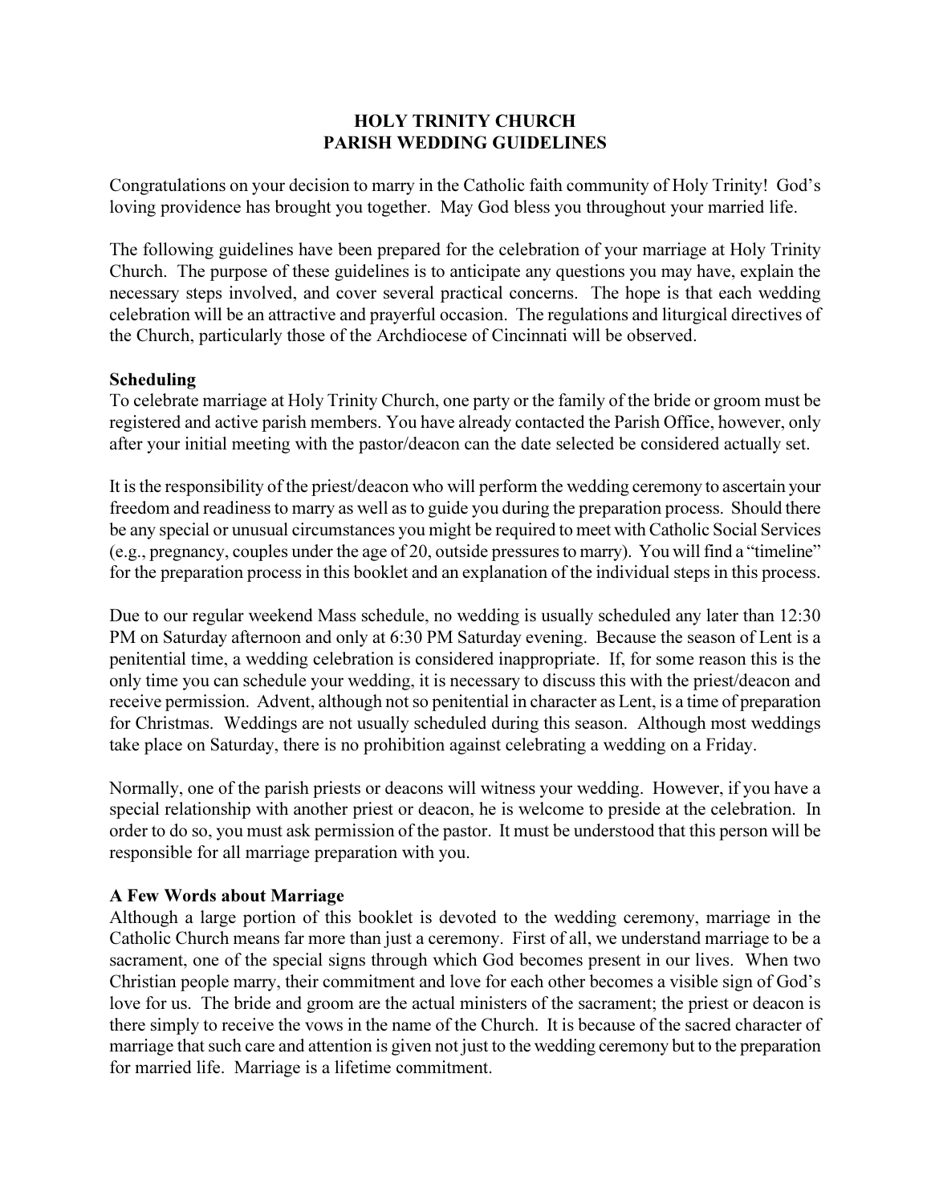# HOLY TRINITY CHURCH
# PARISH WEDDING GUIDELINES

Congratulations on your decision to marry in the Catholic faith community of Holy Trinity! God's loving providence has brought you together. May God bless you throughout your married life.

The following guidelines have been prepared for the celebration of your marriage at Holy Trinity Church. The purpose of these guidelines is to anticipate any questions you may have, explain the necessary steps involved, and cover several practical concerns. The hope is that each wedding celebration will be an attractive and prayerful occasion. The regulations and liturgical directives of the Church, particularly those of the Archdiocese of Cincinnati will be observed.

**Scheduling**

To celebrate marriage at Holy Trinity Church, one party or the family of the bride or groom must be registered and active parish members. You have already contacted the Parish Office, however, only after your initial meeting with the pastor/deacon can the date selected be considered actually set.

It is the responsibility of the priest/deacon who will perform the wedding ceremony to ascertain your freedom and readiness to marry as well as to guide you during the preparation process. Should there be any special or unusual circumstances you might be required to meet with Catholic Social Services (e.g., pregnancy, couples under the age of 20, outside pressures to marry). You will find a "timeline" for the preparation process in this booklet and an explanation of the individual steps in this process.

Due to our regular weekend Mass schedule, no wedding is usually scheduled any later than 12:30 PM on Saturday afternoon and only at 6:30 PM Saturday evening. Because the season of Lent is a penitential time, a wedding celebration is considered inappropriate. If, for some reason this is the only time you can schedule your wedding, it is necessary to discuss this with the priest/deacon and receive permission. Advent, although not so penitential in character as Lent, is a time of preparation for Christmas. Weddings are not usually scheduled during this season. Although most weddings take place on Saturday, there is no prohibition against celebrating a wedding on a Friday.

Normally, one of the parish priests or deacons will witness your wedding. However, if you have a special relationship with another priest or deacon, he is welcome to preside at the celebration. In order to do so, you must ask permission of the pastor. It must be understood that this person will be responsible for all marriage preparation with you.

**A Few Words about Marriage**

Although a large portion of this booklet is devoted to the wedding ceremony, marriage in the Catholic Church means far more than just a ceremony. First of all, we understand marriage to be a sacrament, one of the special signs through which God becomes present in our lives. When two Christian people marry, their commitment and love for each other becomes a visible sign of God's love for us. The bride and groom are the actual ministers of the sacrament; the priest or deacon is there simply to receive the vows in the name of the Church. It is because of the sacred character of marriage that such care and attention is given not just to the wedding ceremony but to the preparation for married life. Marriage is a lifetime commitment.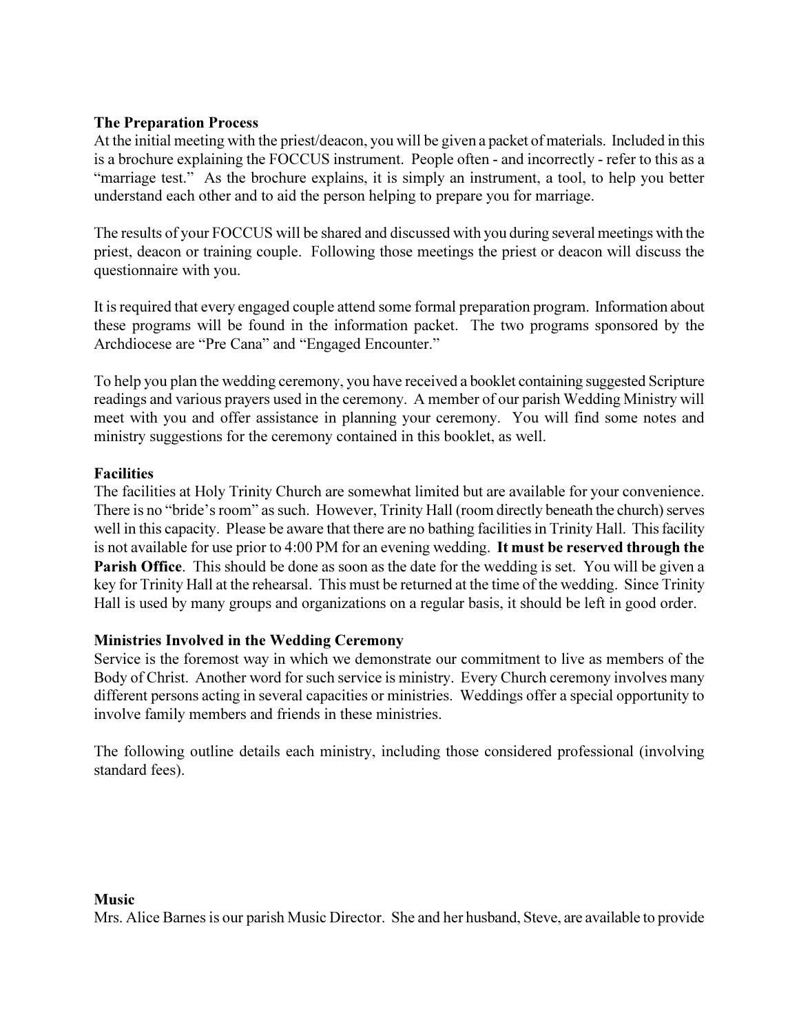**The Preparation Process**

At the initial meeting with the priest/deacon, you will be given a packet of materials. Included in this is a brochure explaining the FOCCUS instrument. People often - and incorrectly - refer to this as a "marriage test." As the brochure explains, it is simply an instrument, a tool, to help you better understand each other and to aid the person helping to prepare you for marriage.

The results of your FOCCUS will be shared and discussed with you during several meetings with the priest, deacon or training couple. Following those meetings the priest or deacon will discuss the questionnaire with you.

It is required that every engaged couple attend some formal preparation program. Information about these programs will be found in the information packet. The two programs sponsored by the Archdiocese are "Pre Cana" and "Engaged Encounter."

To help you plan the wedding ceremony, you have received a booklet containing suggested Scripture readings and various prayers used in the ceremony. A member of our parish Wedding Ministry will meet with you and offer assistance in planning your ceremony. You will find some notes and ministry suggestions for the ceremony contained in this booklet, as well.

**Facilities**

The facilities at Holy Trinity Church are somewhat limited but are available for your convenience. There is no "bride's room" as such. However, Trinity Hall (room directly beneath the church) serves well in this capacity. Please be aware that there are no bathing facilities in Trinity Hall. This facility is not available for use prior to 4:00 PM for an evening wedding. **It must be reserved through the Parish Office**. This should be done as soon as the date for the wedding is set. You will be given a key for Trinity Hall at the rehearsal. This must be returned at the time of the wedding. Since Trinity Hall is used by many groups and organizations on a regular basis, it should be left in good order.

**Ministries Involved in the Wedding Ceremony**

Service is the foremost way in which we demonstrate our commitment to live as members of the Body of Christ. Another word for such service is ministry. Every Church ceremony involves many different persons acting in several capacities or ministries. Weddings offer a special opportunity to involve family members and friends in these ministries.

The following outline details each ministry, including those considered professional (involving standard fees).

**Music**

Mrs. Alice Barnes is our parish Music Director. She and her husband, Steve, are available to provide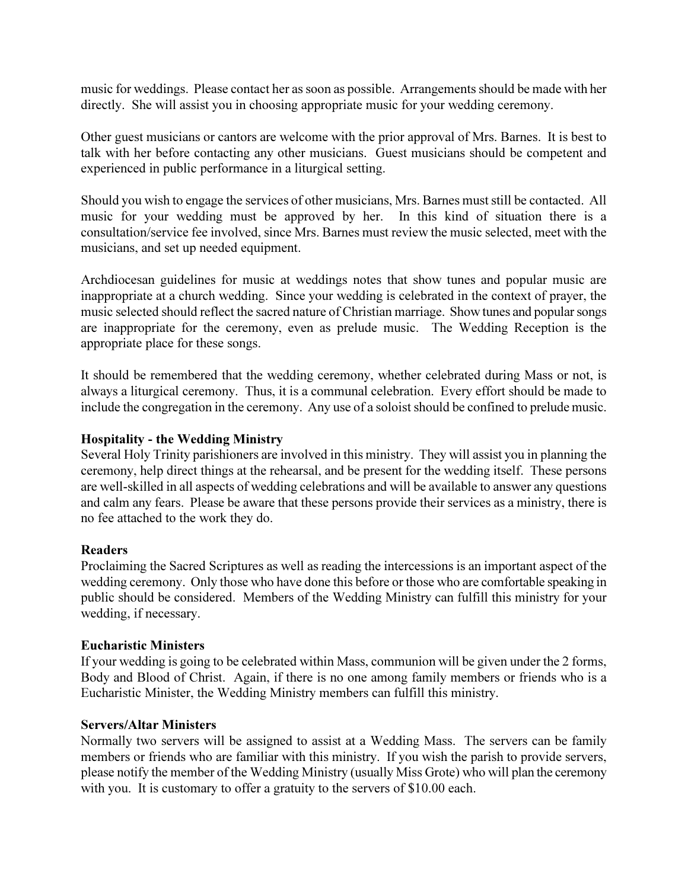music for weddings. Please contact her as soon as possible. Arrangements should be made with her directly. She will assist you in choosing appropriate music for your wedding ceremony.

Other guest musicians or cantors are welcome with the prior approval of Mrs. Barnes. It is best to talk with her before contacting any other musicians. Guest musicians should be competent and experienced in public performance in a liturgical setting.

Should you wish to engage the services of other musicians, Mrs. Barnes must still be contacted. All music for your wedding must be approved by her. In this kind of situation there is a consultation/service fee involved, since Mrs. Barnes must review the music selected, meet with the musicians, and set up needed equipment.

Archdiocesan guidelines for music at weddings notes that show tunes and popular music are inappropriate at a church wedding. Since your wedding is celebrated in the context of prayer, the music selected should reflect the sacred nature of Christian marriage. Show tunes and popular songs are inappropriate for the ceremony, even as prelude music. The Wedding Reception is the appropriate place for these songs.

It should be remembered that the wedding ceremony, whether celebrated during Mass or not, is always a liturgical ceremony. Thus, it is a communal celebration. Every effort should be made to include the congregation in the ceremony. Any use of a soloist should be confined to prelude music.

**Hospitality - the Wedding Ministry**

Several Holy Trinity parishioners are involved in this ministry. They will assist you in planning the ceremony, help direct things at the rehearsal, and be present for the wedding itself. These persons are well-skilled in all aspects of wedding celebrations and will be available to answer any questions and calm any fears. Please be aware that these persons provide their services as a ministry, there is no fee attached to the work they do.

**Readers**

Proclaiming the Sacred Scriptures as well as reading the intercessions is an important aspect of the wedding ceremony. Only those who have done this before or those who are comfortable speaking in public should be considered. Members of the Wedding Ministry can fulfill this ministry for your wedding, if necessary.

**Eucharistic Ministers**

If your wedding is going to be celebrated within Mass, communion will be given under the 2 forms, Body and Blood of Christ. Again, if there is no one among family members or friends who is a Eucharistic Minister, the Wedding Ministry members can fulfill this ministry.

**Servers/Altar Ministers**

Normally two servers will be assigned to assist at a Wedding Mass. The servers can be family members or friends who are familiar with this ministry. If you wish the parish to provide servers, please notify the member of the Wedding Ministry (usually Miss Grote) who will plan the ceremony with you. It is customary to offer a gratuity to the servers of $10.00 each.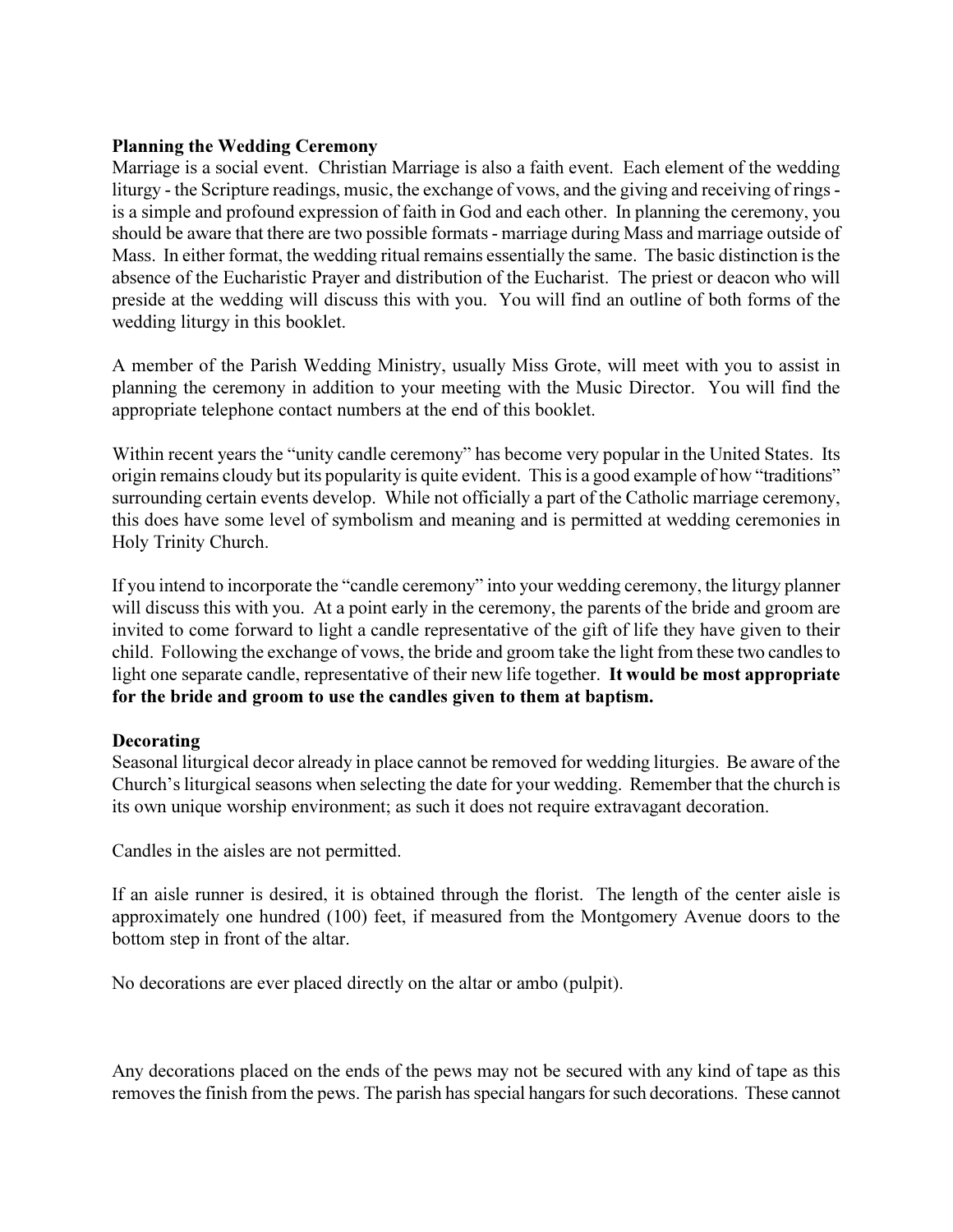**Planning the Wedding Ceremony**

Marriage is a social event. Christian Marriage is also a faith event. Each element of the wedding liturgy - the Scripture readings, music, the exchange of vows, and the giving and receiving of rings - is a simple and profound expression of faith in God and each other. In planning the ceremony, you should be aware that there are two possible formats - marriage during Mass and marriage outside of Mass. In either format, the wedding ritual remains essentially the same. The basic distinction is the absence of the Eucharistic Prayer and distribution of the Eucharist. The priest or deacon who will preside at the wedding will discuss this with you. You will find an outline of both forms of the wedding liturgy in this booklet.

A member of the Parish Wedding Ministry, usually Miss Grote, will meet with you to assist in planning the ceremony in addition to your meeting with the Music Director. You will find the appropriate telephone contact numbers at the end of this booklet.

Within recent years the "unity candle ceremony" has become very popular in the United States. Its origin remains cloudy but its popularity is quite evident. This is a good example of how "traditions" surrounding certain events develop. While not officially a part of the Catholic marriage ceremony, this does have some level of symbolism and meaning and is permitted at wedding ceremonies in Holy Trinity Church.

If you intend to incorporate the "candle ceremony" into your wedding ceremony, the liturgy planner will discuss this with you. At a point early in the ceremony, the parents of the bride and groom are invited to come forward to light a candle representative of the gift of life they have given to their child. Following the exchange of vows, the bride and groom take the light from these two candles to light one separate candle, representative of their new life together. **It would be most appropriate for the bride and groom to use the candles given to them at baptism.**

**Decorating**

Seasonal liturgical decor already in place cannot be removed for wedding liturgies. Be aware of the Church's liturgical seasons when selecting the date for your wedding. Remember that the church is its own unique worship environment; as such it does not require extravagant decoration.

Candles in the aisles are not permitted.

If an aisle runner is desired, it is obtained through the florist. The length of the center aisle is approximately one hundred (100) feet, if measured from the Montgomery Avenue doors to the bottom step in front of the altar.

No decorations are ever placed directly on the altar or ambo (pulpit).

Any decorations placed on the ends of the pews may not be secured with any kind of tape as this removes the finish from the pews. The parish has special hangars for such decorations. These cannot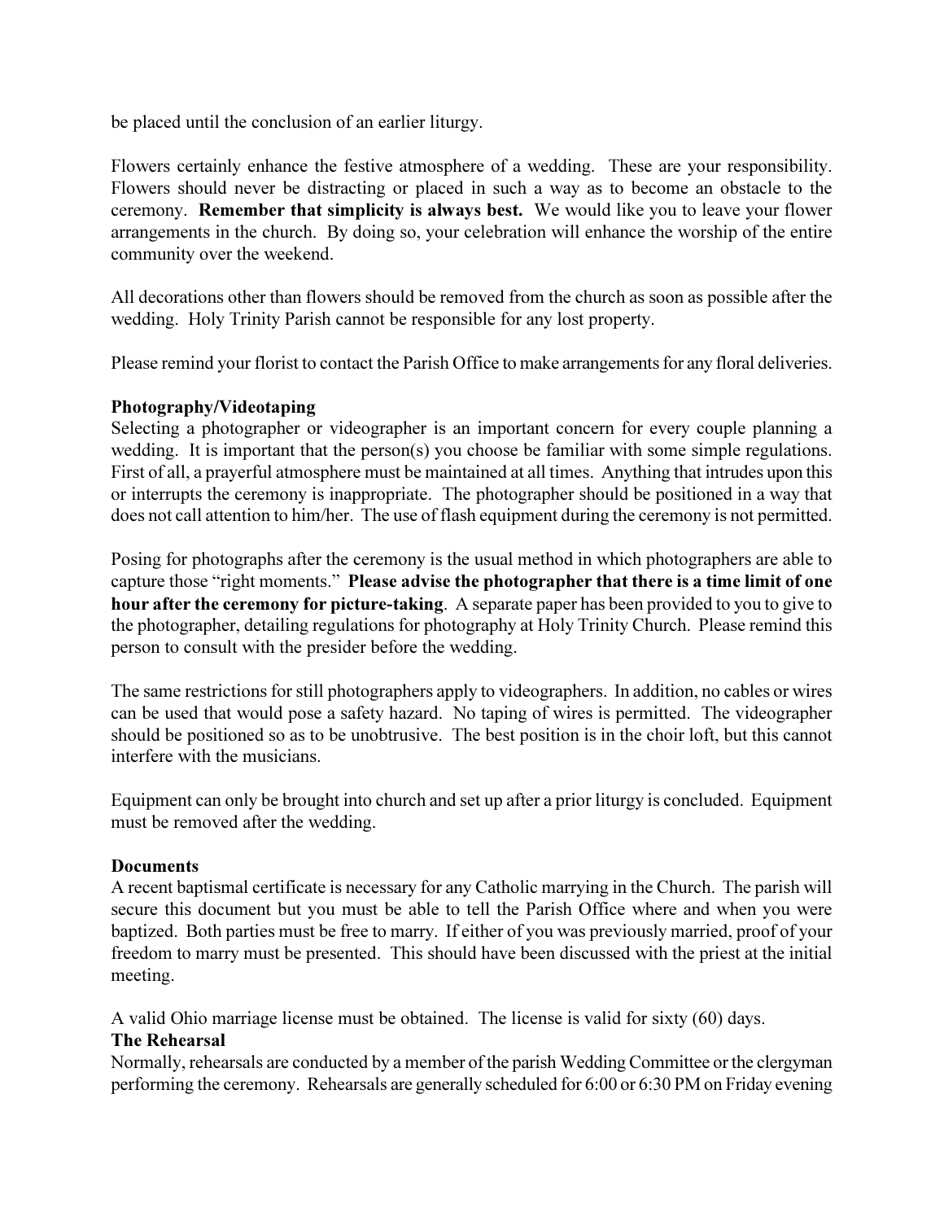be placed until the conclusion of an earlier liturgy.

Flowers certainly enhance the festive atmosphere of a wedding. These are your responsibility. Flowers should never be distracting or placed in such a way as to become an obstacle to the ceremony. **Remember that simplicity is always best.** We would like you to leave your flower arrangements in the church. By doing so, your celebration will enhance the worship of the entire community over the weekend.

All decorations other than flowers should be removed from the church as soon as possible after the wedding. Holy Trinity Parish cannot be responsible for any lost property.

Please remind your florist to contact the Parish Office to make arrangements for any floral deliveries.

**Photography/Videotaping**

Selecting a photographer or videographer is an important concern for every couple planning a wedding. It is important that the person(s) you choose be familiar with some simple regulations. First of all, a prayerful atmosphere must be maintained at all times. Anything that intrudes upon this or interrupts the ceremony is inappropriate. The photographer should be positioned in a way that does not call attention to him/her. The use of flash equipment during the ceremony is not permitted.

Posing for photographs after the ceremony is the usual method in which photographers are able to capture those "right moments." **Please advise the photographer that there is a time limit of one hour after the ceremony for picture-taking**. A separate paper has been provided to you to give to the photographer, detailing regulations for photography at Holy Trinity Church. Please remind this person to consult with the presider before the wedding.

The same restrictions for still photographers apply to videographers. In addition, no cables or wires can be used that would pose a safety hazard. No taping of wires is permitted. The videographer should be positioned so as to be unobtrusive. The best position is in the choir loft, but this cannot interfere with the musicians.

Equipment can only be brought into church and set up after a prior liturgy is concluded. Equipment must be removed after the wedding.

**Documents**

A recent baptismal certificate is necessary for any Catholic marrying in the Church. The parish will secure this document but you must be able to tell the Parish Office where and when you were baptized. Both parties must be free to marry. If either of you was previously married, proof of your freedom to marry must be presented. This should have been discussed with the priest at the initial meeting.

A valid Ohio marriage license must be obtained. The license is valid for sixty (60) days.

**The Rehearsal**

Normally, rehearsals are conducted by a member of the parish Wedding Committee or the clergyman performing the ceremony. Rehearsals are generally scheduled for 6:00 or 6:30 PM on Friday evening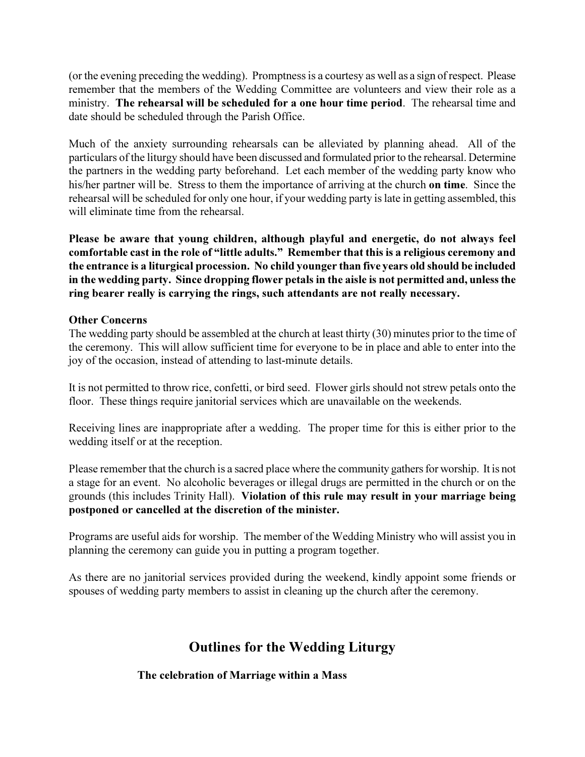(or the evening preceding the wedding). Promptness is a courtesy as well as a sign of respect. Please remember that the members of the Wedding Committee are volunteers and view their role as a ministry. **The rehearsal will be scheduled for a one hour time period**. The rehearsal time and date should be scheduled through the Parish Office.

Much of the anxiety surrounding rehearsals can be alleviated by planning ahead. All of the particulars of the liturgy should have been discussed and formulated prior to the rehearsal. Determine the partners in the wedding party beforehand. Let each member of the wedding party know who his/her partner will be. Stress to them the importance of arriving at the church **on time**. Since the rehearsal will be scheduled for only one hour, if your wedding party is late in getting assembled, this will eliminate time from the rehearsal.

**Please be aware that young children, although playful and energetic, do not always feel comfortable cast in the role of "little adults." Remember that this is a religious ceremony and the entrance is a liturgical procession. No child younger than five years old should be included in the wedding party. Since dropping flower petals in the aisle is not permitted and, unless the ring bearer really is carrying the rings, such attendants are not really necessary.**

**Other Concerns**

The wedding party should be assembled at the church at least thirty (30) minutes prior to the time of the ceremony. This will allow sufficient time for everyone to be in place and able to enter into the joy of the occasion, instead of attending to last-minute details.

It is not permitted to throw rice, confetti, or bird seed. Flower girls should not strew petals onto the floor. These things require janitorial services which are unavailable on the weekends.

Receiving lines are inappropriate after a wedding. The proper time for this is either prior to the wedding itself or at the reception.

Please remember that the church is a sacred place where the community gathers for worship. It is not a stage for an event. No alcoholic beverages or illegal drugs are permitted in the church or on the grounds (this includes Trinity Hall). **Violation of this rule may result in your marriage being postponed or cancelled at the discretion of the minister.**

Programs are useful aids for worship. The member of the Wedding Ministry who will assist you in planning the ceremony can guide you in putting a program together.

As there are no janitorial services provided during the weekend, kindly appoint some friends or spouses of wedding party members to assist in cleaning up the church after the ceremony.

## Outlines for the Wedding Liturgy

### The celebration of Marriage within a Mass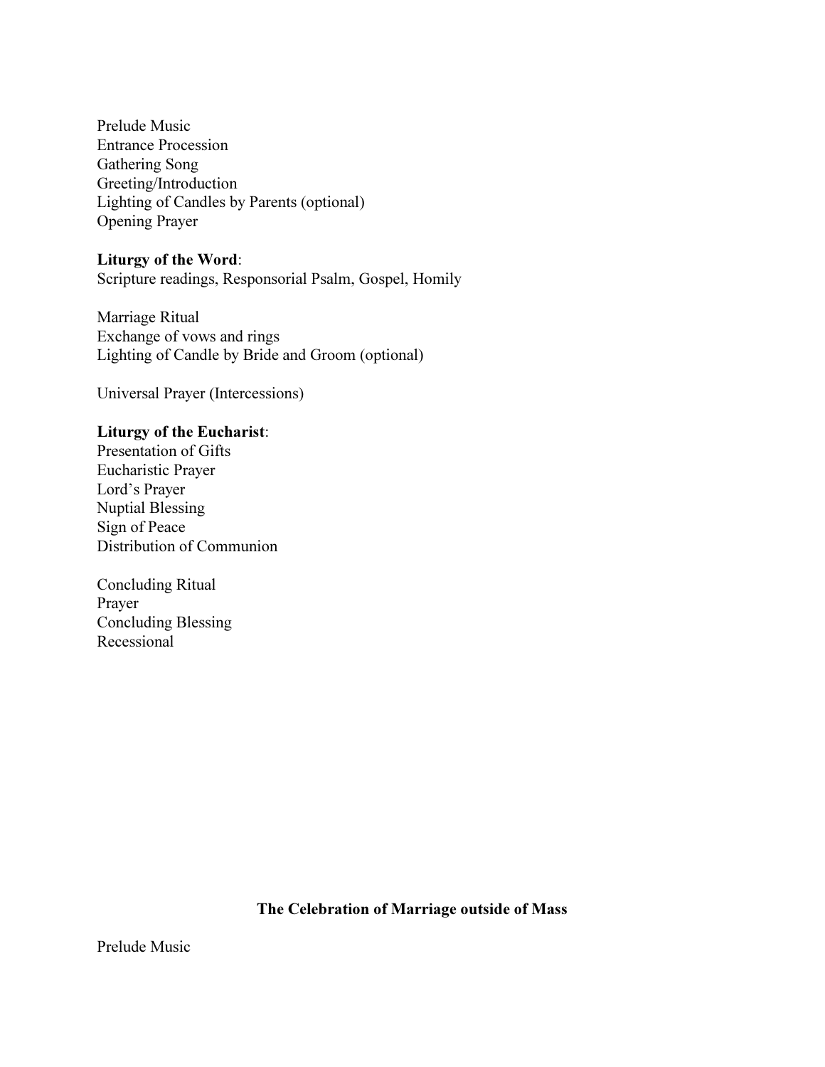Prelude Music
Entrance Procession
Gathering Song
Greeting/Introduction
Lighting of Candles by Parents (optional)
Opening Prayer

**Liturgy of the Word**:
Scripture readings, Responsorial Psalm, Gospel, Homily

Marriage Ritual
Exchange of vows and rings
Lighting of Candle by Bride and Groom (optional)

Universal Prayer (Intercessions)

**Liturgy of the Eucharist**:
Presentation of Gifts
Eucharistic Prayer
Lord's Prayer
Nuptial Blessing
Sign of Peace
Distribution of Communion

Concluding Ritual
Prayer
Concluding Blessing
Recessional

## The Celebration of Marriage outside of Mass

Prelude Music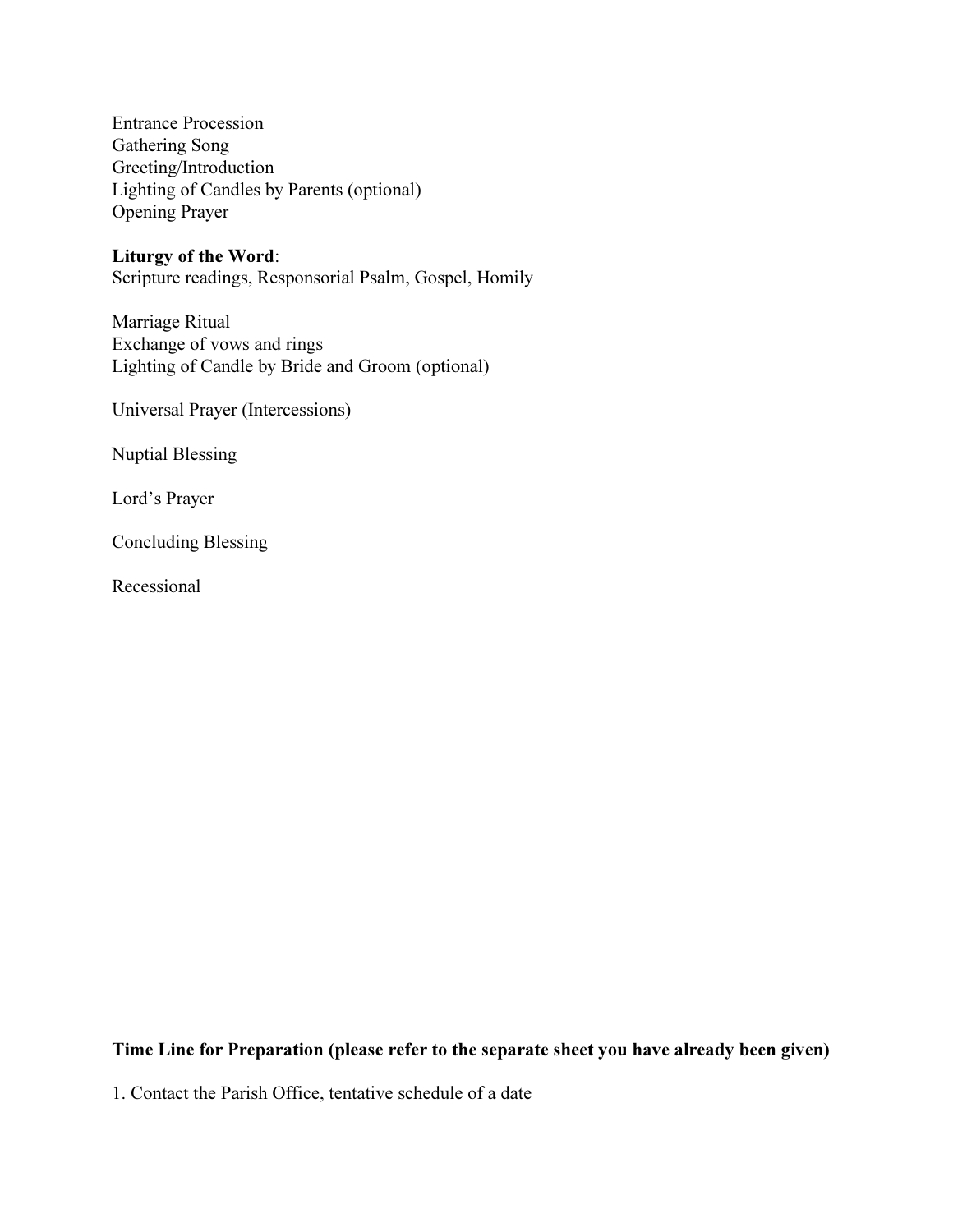Entrance Procession
Gathering Song
Greeting/Introduction
Lighting of Candles by Parents (optional)
Opening Prayer

**Liturgy of the Word**:
Scripture readings, Responsorial Psalm, Gospel, Homily

Marriage Ritual
Exchange of vows and rings
Lighting of Candle by Bride and Groom (optional)

Universal Prayer (Intercessions)

Nuptial Blessing

Lord's Prayer

Concluding Blessing

Recessional

**Time Line for Preparation (please refer to the separate sheet you have already been given)**

1. Contact the Parish Office, tentative schedule of a date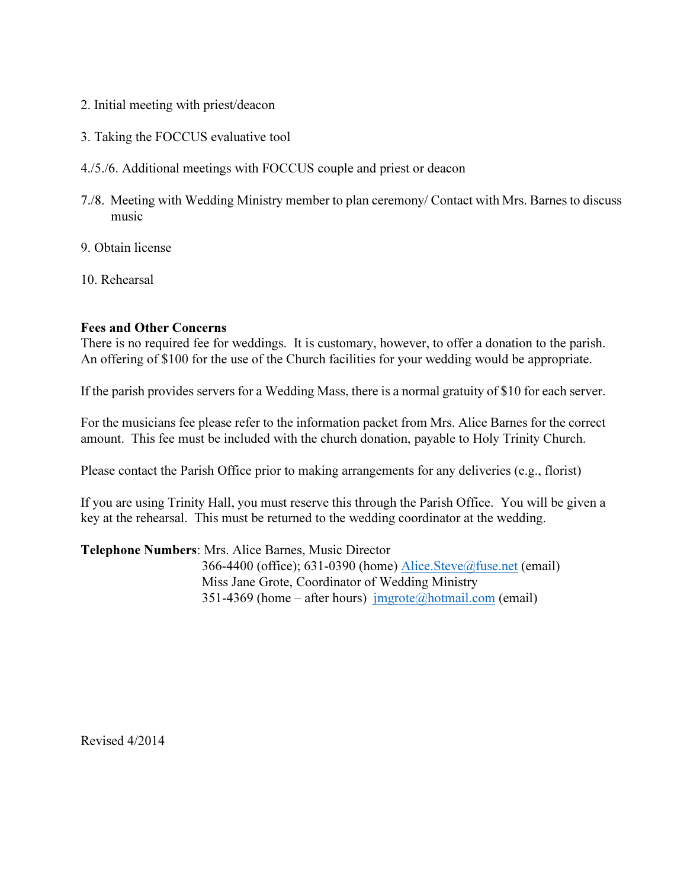2. Initial meeting with priest/deacon

3. Taking the FOCCUS evaluative tool

4./5./6. Additional meetings with FOCCUS couple and priest or deacon

7./8. Meeting with Wedding Ministry member to plan ceremony/ Contact with Mrs. Barnes to discuss music

9. Obtain license

10. Rehearsal

**Fees and Other Concerns**
There is no required fee for weddings. It is customary, however, to offer a donation to the parish. An offering of $100 for the use of the Church facilities for your wedding would be appropriate.

If the parish provides servers for a Wedding Mass, there is a normal gratuity of $10 for each server.

For the musicians fee please refer to the information packet from Mrs. Alice Barnes for the correct amount. This fee must be included with the church donation, payable to Holy Trinity Church.

Please contact the Parish Office prior to making arrangements for any deliveries (e.g., florist)

If you are using Trinity Hall, you must reserve this through the Parish Office. You will be given a key at the rehearsal. This must be returned to the wedding coordinator at the wedding.

**Telephone Numbers**: Mrs. Alice Barnes, Music Director
366-4400 (office); 631-0390 (home) Alice.Steve@fuse.net (email)
Miss Jane Grote, Coordinator of Wedding Ministry
351-4369 (home – after hours) jmgrote@hotmail.com (email)

Revised 4/2014